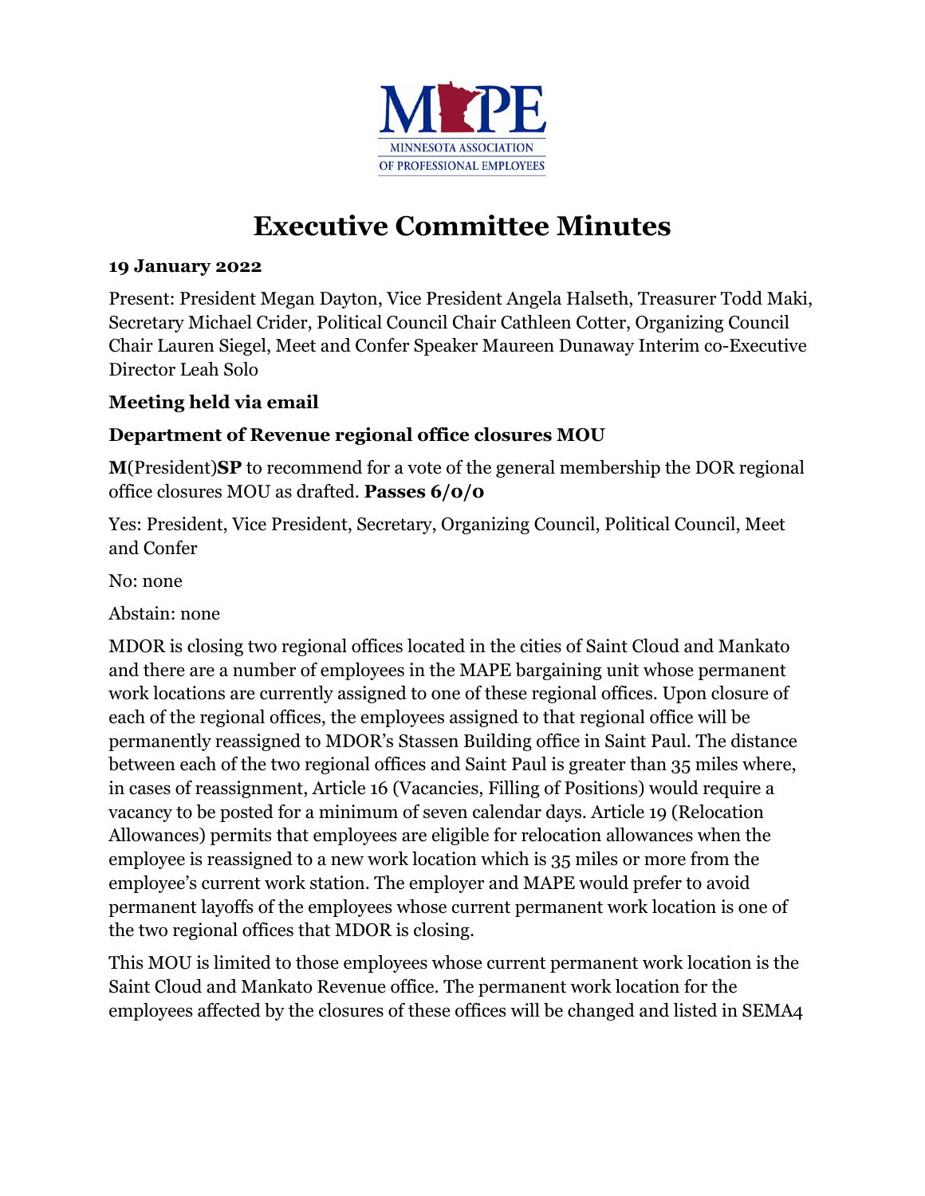MINNESOTA ASSOCIATION OF PROFESSIONAL EMPLOYEES

# Executive Committee Minutes

**19 January 2022**

Present: President Megan Dayton, Vice President Angela Halseth, Treasurer Todd Maki, Secretary Michael Crider, Political Council Chair Cathleen Cotter, Organizing Council Chair Lauren Siegel, Meet and Confer Speaker Maureen Dunaway Interim co-Executive Director Leah Solo

**Meeting held via email**

**Department of Revenue regional office closures MOU**

**M**(President)**SP** to recommend for a vote of the general membership the DOR regional office closures MOU as drafted. **Passes 6/0/0**

Yes: President, Vice President, Secretary, Organizing Council, Political Council, Meet and Confer

No: none

Abstain: none

MDOR is closing two regional offices located in the cities of Saint Cloud and Mankato and there are a number of employees in the MAPE bargaining unit whose permanent work locations are currently assigned to one of these regional offices. Upon closure of each of the regional offices, the employees assigned to that regional office will be permanently reassigned to MDOR's Stassen Building office in Saint Paul. The distance between each of the two regional offices and Saint Paul is greater than 35 miles where, in cases of reassignment, Article 16 (Vacancies, Filling of Positions) would require a vacancy to be posted for a minimum of seven calendar days. Article 19 (Relocation Allowances) permits that employees are eligible for relocation allowances when the employee is reassigned to a new work location which is 35 miles or more from the employee's current work station. The employer and MAPE would prefer to avoid permanent layoffs of the employees whose current permanent work location is one of the two regional offices that MDOR is closing.

This MOU is limited to those employees whose current permanent work location is the Saint Cloud and Mankato Revenue office. The permanent work location for the employees affected by the closures of these offices will be changed and listed in SEMA4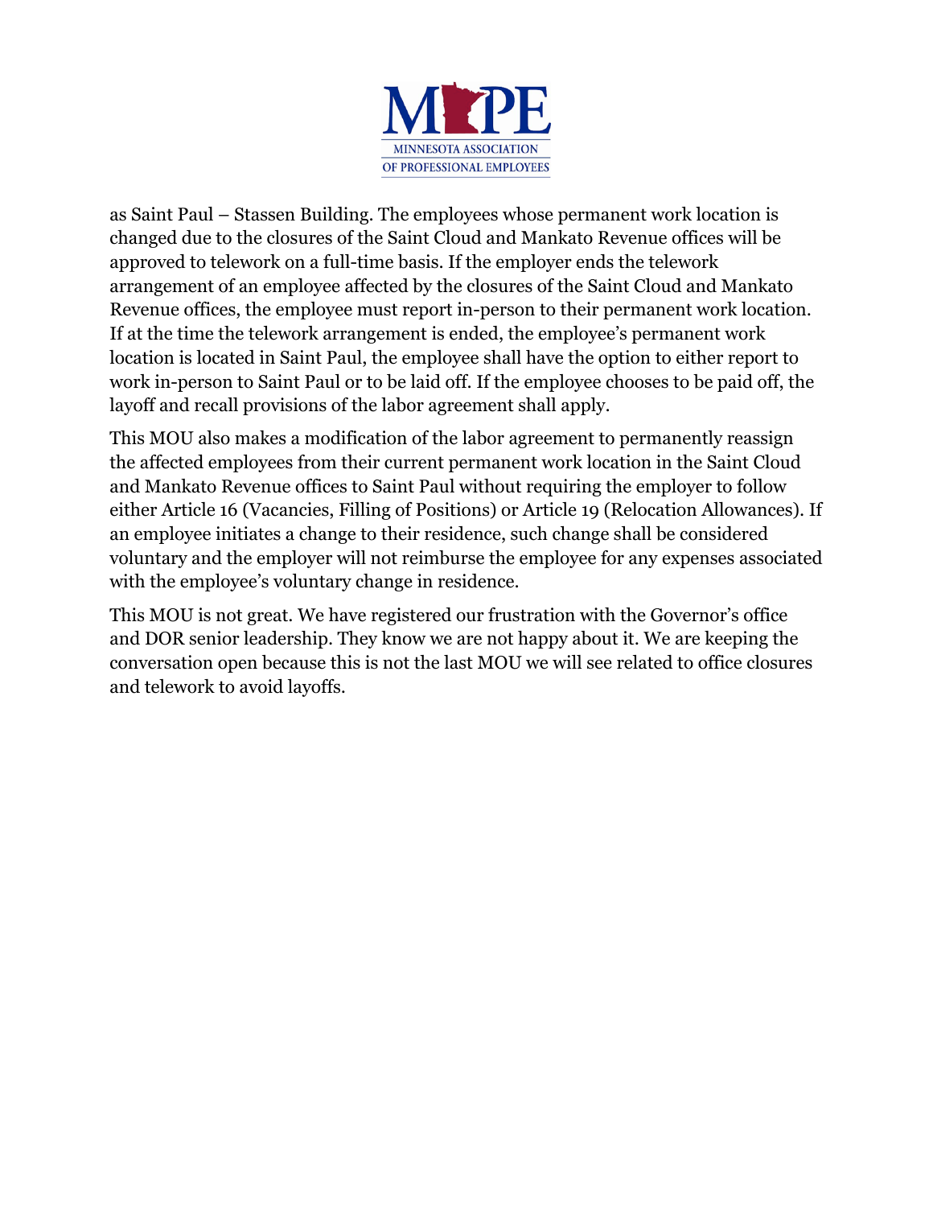as Saint Paul – Stassen Building. The employees whose permanent work location is changed due to the closures of the Saint Cloud and Mankato Revenue offices will be approved to telework on a full-time basis. If the employer ends the telework arrangement of an employee affected by the closures of the Saint Cloud and Mankato Revenue offices, the employee must report in-person to their permanent work location. If at the time the telework arrangement is ended, the employee's permanent work location is located in Saint Paul, the employee shall have the option to either report to work in-person to Saint Paul or to be laid off. If the employee chooses to be paid off, the layoff and recall provisions of the labor agreement shall apply.

This MOU also makes a modification of the labor agreement to permanently reassign the affected employees from their current permanent work location in the Saint Cloud and Mankato Revenue offices to Saint Paul without requiring the employer to follow either Article 16 (Vacancies, Filling of Positions) or Article 19 (Relocation Allowances). If an employee initiates a change to their residence, such change shall be considered voluntary and the employer will not reimburse the employee for any expenses associated with the employee's voluntary change in residence.

This MOU is not great. We have registered our frustration with the Governor's office and DOR senior leadership. They know we are not happy about it. We are keeping the conversation open because this is not the last MOU we will see related to office closures and telework to avoid layoffs.